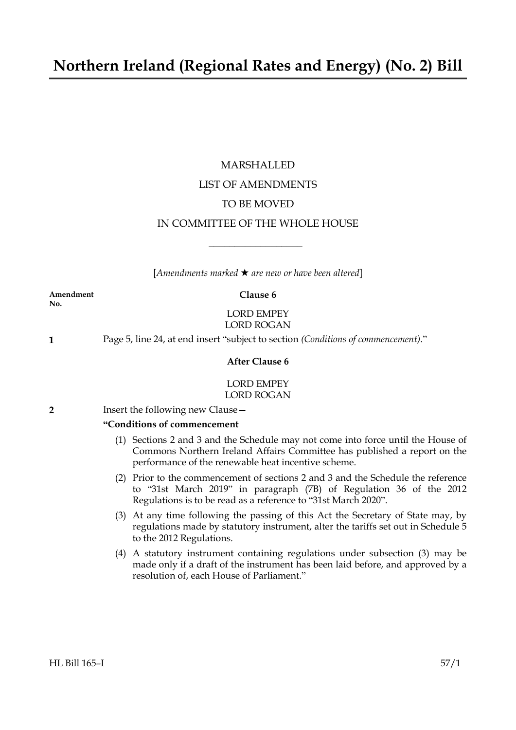# Northern Ireland (Regional Rates and Energy) (No. 2) Bill

MARSHALLED

LIST OF AMENDMENTS

TO BE MOVED

IN COMMITTEE OF THE WHOLE HOUSE

---

[*Amendments marked ★ are new or have been altered*]

**Amendment No.**

**Clause 6**

LORD EMPEY
LORD ROGAN

**1** Page 5, line 24, at end insert "subject to section *(Conditions of commencement)*."

**After Clause 6**

LORD EMPEY
LORD ROGAN

**2** Insert the following new Clause—

**"Conditions of commencement**

(1) Sections 2 and 3 and the Schedule may not come into force until the House of Commons Northern Ireland Affairs Committee has published a report on the performance of the renewable heat incentive scheme.

(2) Prior to the commencement of sections 2 and 3 and the Schedule the reference to "31st March 2019" in paragraph (7B) of Regulation 36 of the 2012 Regulations is to be read as a reference to "31st March 2020".

(3) At any time following the passing of this Act the Secretary of State may, by regulations made by statutory instrument, alter the tariffs set out in Schedule 5 to the 2012 Regulations.

(4) A statutory instrument containing regulations under subsection (3) may be made only if a draft of the instrument has been laid before, and approved by a resolution of, each House of Parliament."

HL Bill 165–I 57/1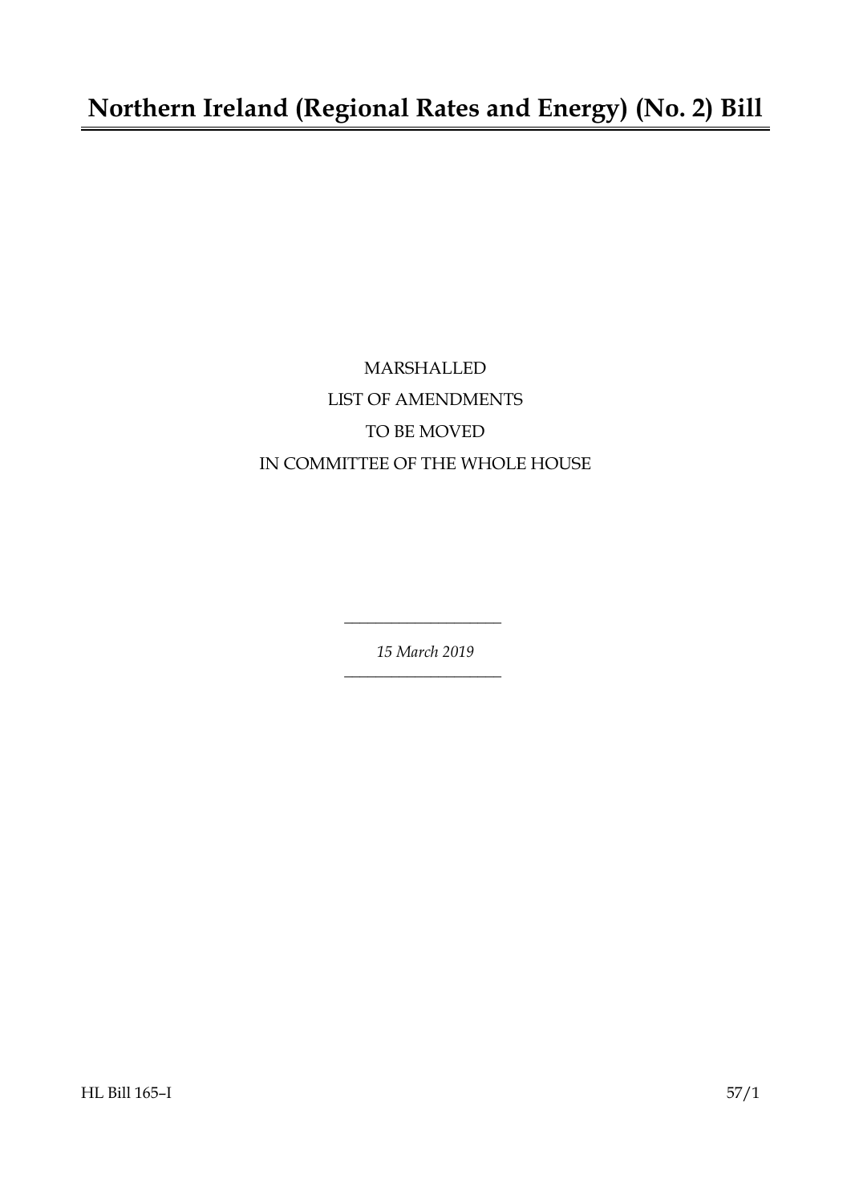# Northern Ireland (Regional Rates and Energy) (No. 2) Bill

MARSHALLED

LIST OF AMENDMENTS

TO BE MOVED

IN COMMITTEE OF THE WHOLE HOUSE

---

*15 March 2019*

---

HL Bill 165–I 57/1